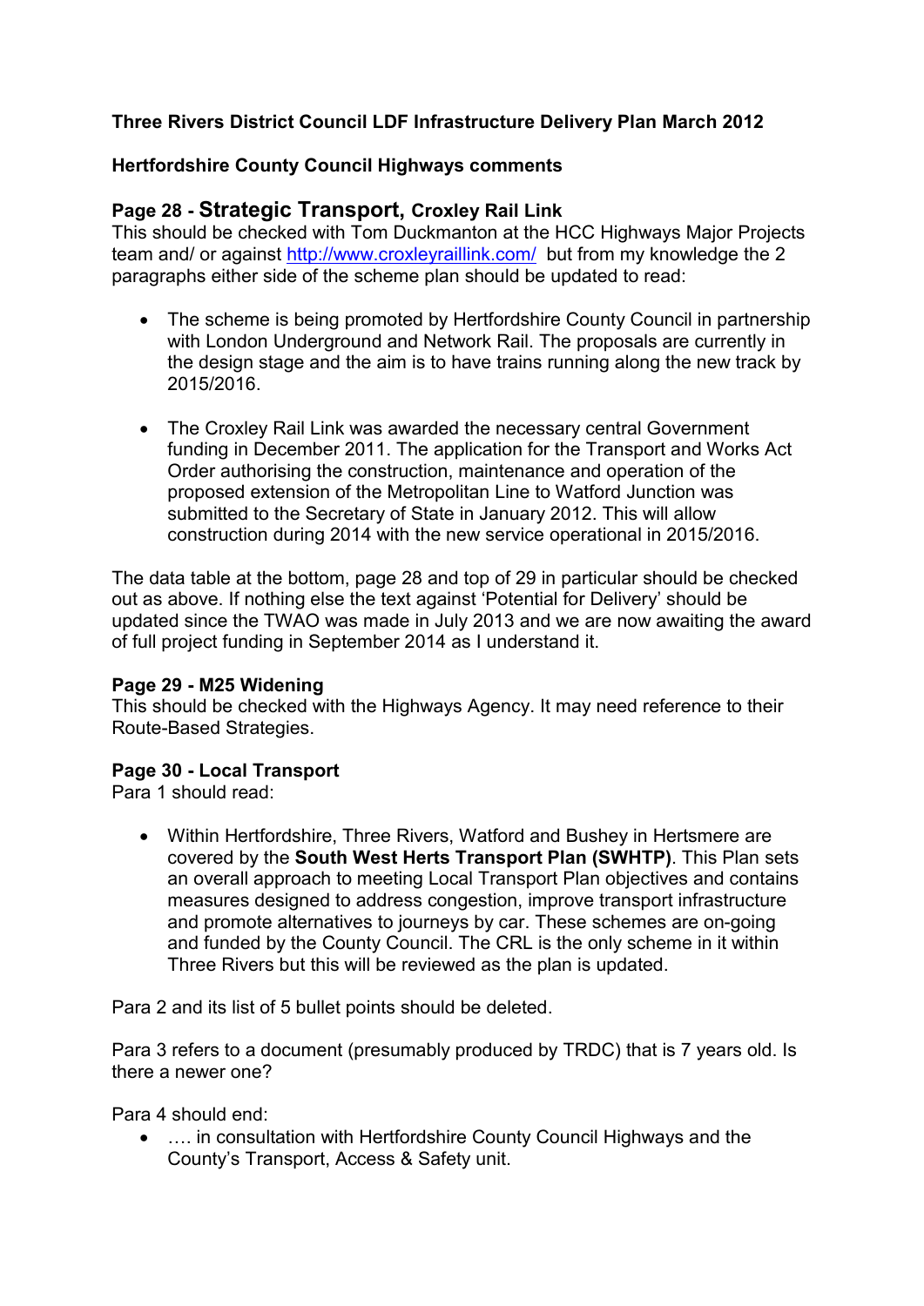**Three Rivers District Council LDF Infrastructure Delivery Plan March 2012**

**Hertfordshire County Council Highways comments**

### Page 28 - Strategic Transport, Croxley Rail Link

This should be checked with Tom Duckmanton at the HCC Highways Major Projects team and/ or against http://www.croxleyraillink.com/ but from my knowledge the 2 paragraphs either side of the scheme plan should be updated to read:

- The scheme is being promoted by Hertfordshire County Council in partnership with London Underground and Network Rail. The proposals are currently in the design stage and the aim is to have trains running along the new track by 2015/2016.

- The Croxley Rail Link was awarded the necessary central Government funding in December 2011. The application for the Transport and Works Act Order authorising the construction, maintenance and operation of the proposed extension of the Metropolitan Line to Watford Junction was submitted to the Secretary of State in January 2012. This will allow construction during 2014 with the new service operational in 2015/2016.

The data table at the bottom, page 28 and top of 29 in particular should be checked out as above. If nothing else the text against 'Potential for Delivery' should be updated since the TWAO was made in July 2013 and we are now awaiting the award of full project funding in September 2014 as I understand it.

**Page 29 - M25 Widening**

This should be checked with the Highways Agency. It may need reference to their Route-Based Strategies.

**Page 30 - Local Transport**

Para 1 should read:

- Within Hertfordshire, Three Rivers, Watford and Bushey in Hertsmere are covered by the **South West Herts Transport Plan (SWHTP)**. This Plan sets an overall approach to meeting Local Transport Plan objectives and contains measures designed to address congestion, improve transport infrastructure and promote alternatives to journeys by car. These schemes are on-going and funded by the County Council. The CRL is the only scheme in it within Three Rivers but this will be reviewed as the plan is updated.

Para 2 and its list of 5 bullet points should be deleted.

Para 3 refers to a document (presumably produced by TRDC) that is 7 years old. Is there a newer one?

Para 4 should end:

- …. in consultation with Hertfordshire County Council Highways and the County's Transport, Access & Safety unit.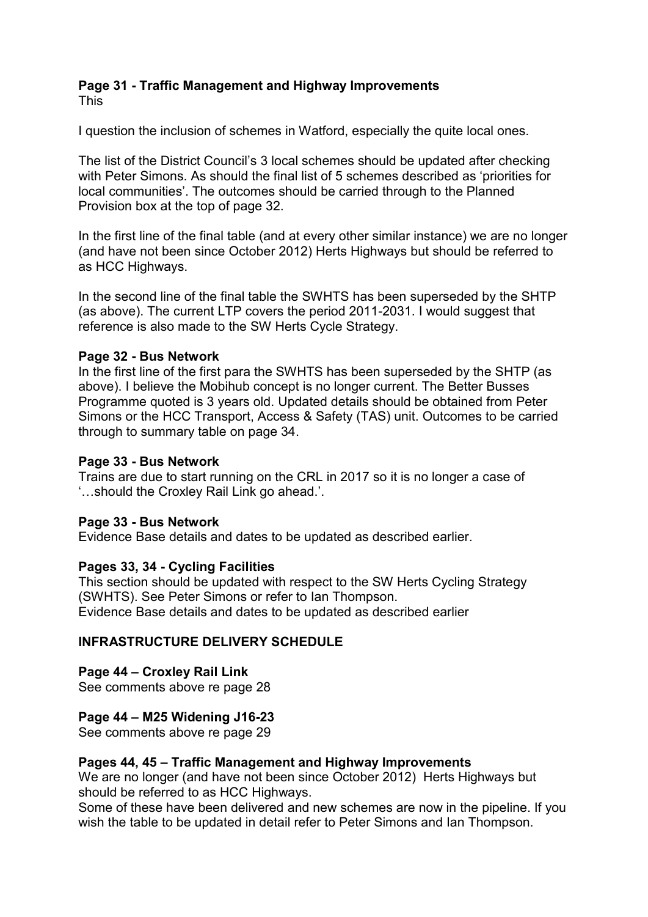**Page 31 - Traffic Management and Highway Improvements**
This

I question the inclusion of schemes in Watford, especially the quite local ones.

The list of the District Council's 3 local schemes should be updated after checking with Peter Simons. As should the final list of 5 schemes described as 'priorities for local communities'. The outcomes should be carried through to the Planned Provision box at the top of page 32.

In the first line of the final table (and at every other similar instance) we are no longer (and have not been since October 2012) Herts Highways but should be referred to as HCC Highways.

In the second line of the final table the SWHTS has been superseded by the SHTP (as above). The current LTP covers the period 2011-2031. I would suggest that reference is also made to the SW Herts Cycle Strategy.

**Page 32 - Bus Network**
In the first line of the first para the SWHTS has been superseded by the SHTP (as above). I believe the Mobihub concept is no longer current. The Better Busses Programme quoted is 3 years old. Updated details should be obtained from Peter Simons or the HCC Transport, Access & Safety (TAS) unit. Outcomes to be carried through to summary table on page 34.

**Page 33 - Bus Network**
Trains are due to start running on the CRL in 2017 so it is no longer a case of '…should the Croxley Rail Link go ahead.'.

**Page 33 - Bus Network**
Evidence Base details and dates to be updated as described earlier.

**Pages 33, 34 - Cycling Facilities**
This section should be updated with respect to the SW Herts Cycling Strategy (SWHTS). See Peter Simons or refer to Ian Thompson.
Evidence Base details and dates to be updated as described earlier

**INFRASTRUCTURE DELIVERY SCHEDULE**

**Page 44 – Croxley Rail Link**
See comments above re page 28

**Page 44 – M25 Widening J16-23**
See comments above re page 29

**Pages 44, 45 – Traffic Management and Highway Improvements**
We are no longer (and have not been since October 2012) Herts Highways but should be referred to as HCC Highways.
Some of these have been delivered and new schemes are now in the pipeline. If you wish the table to be updated in detail refer to Peter Simons and Ian Thompson.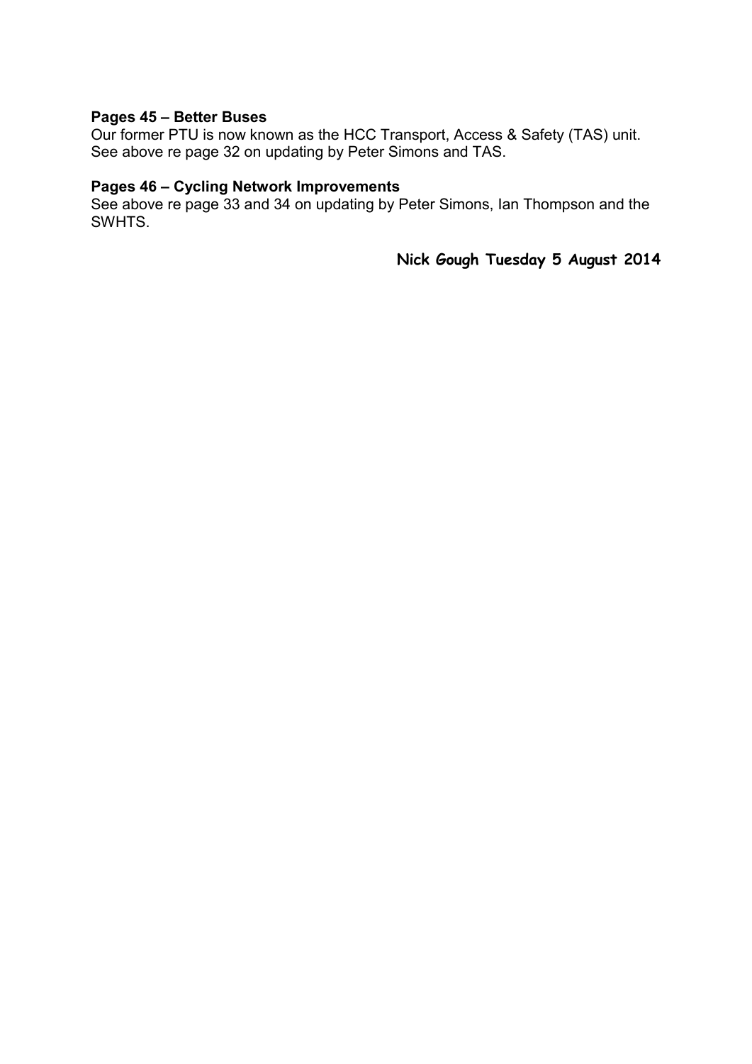**Pages 45 – Better Buses**

Our former PTU is now known as the HCC Transport, Access & Safety (TAS) unit. See above re page 32 on updating by Peter Simons and TAS.

**Pages 46 – Cycling Network Improvements**

See above re page 33 and 34 on updating by Peter Simons, Ian Thompson and the SWHTS.

**Nick Gough Tuesday 5 August 2014**